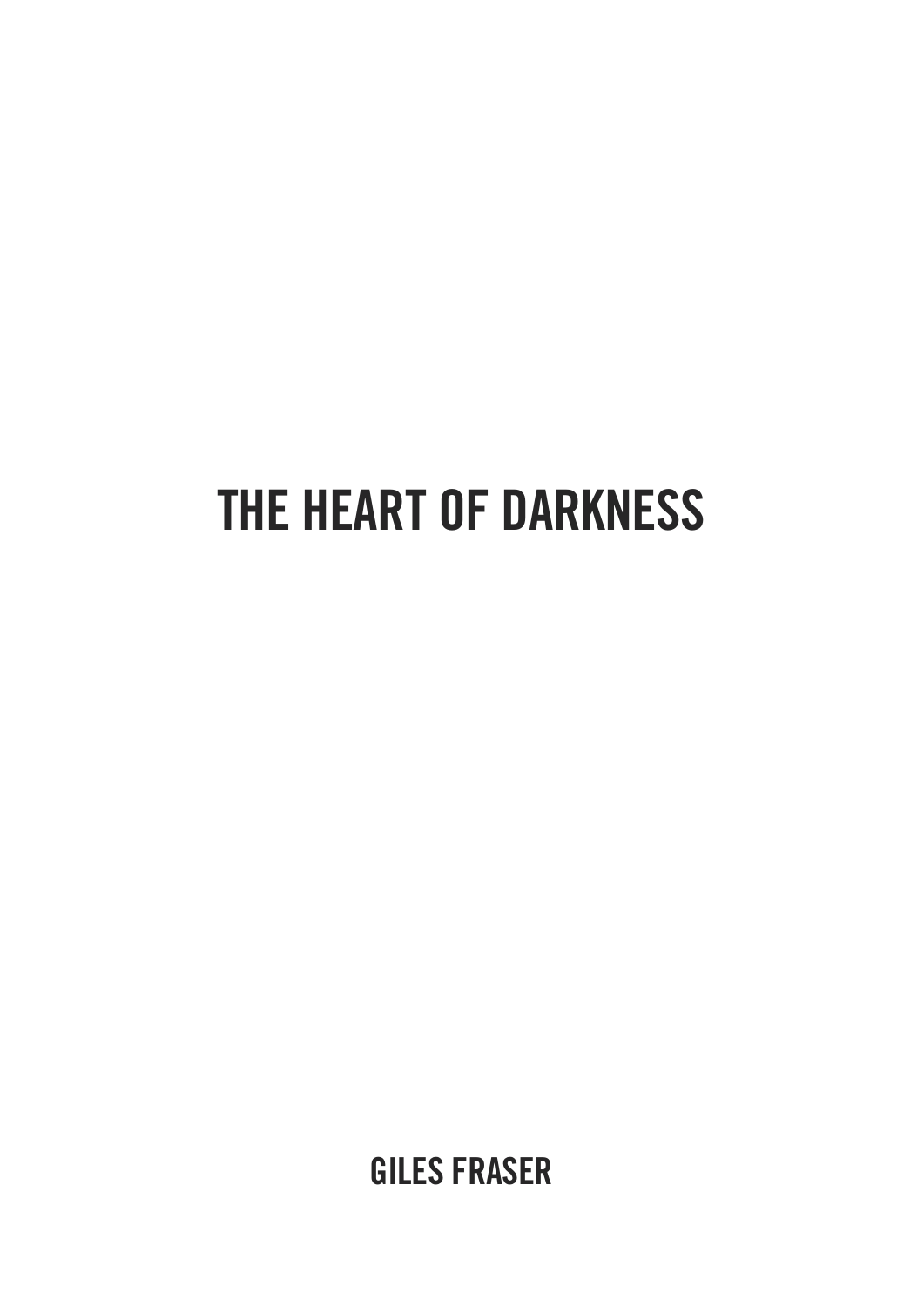# THE HEART OF DARKNESS

**GILES FRASER**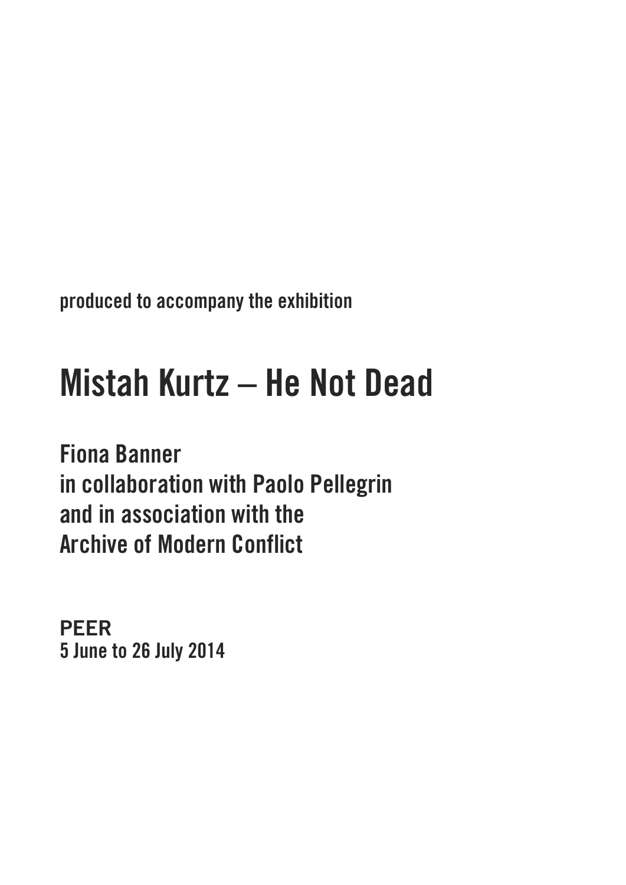produced to accompany the exhibition

# Mistah Kurtz – He Not Dead

**Fiona Banner**
**in collaboration with Paolo Pellegrin**
**and in association with the**
**Archive of Modern Conflict**

**PEER**
**5 June to 26 July 2014**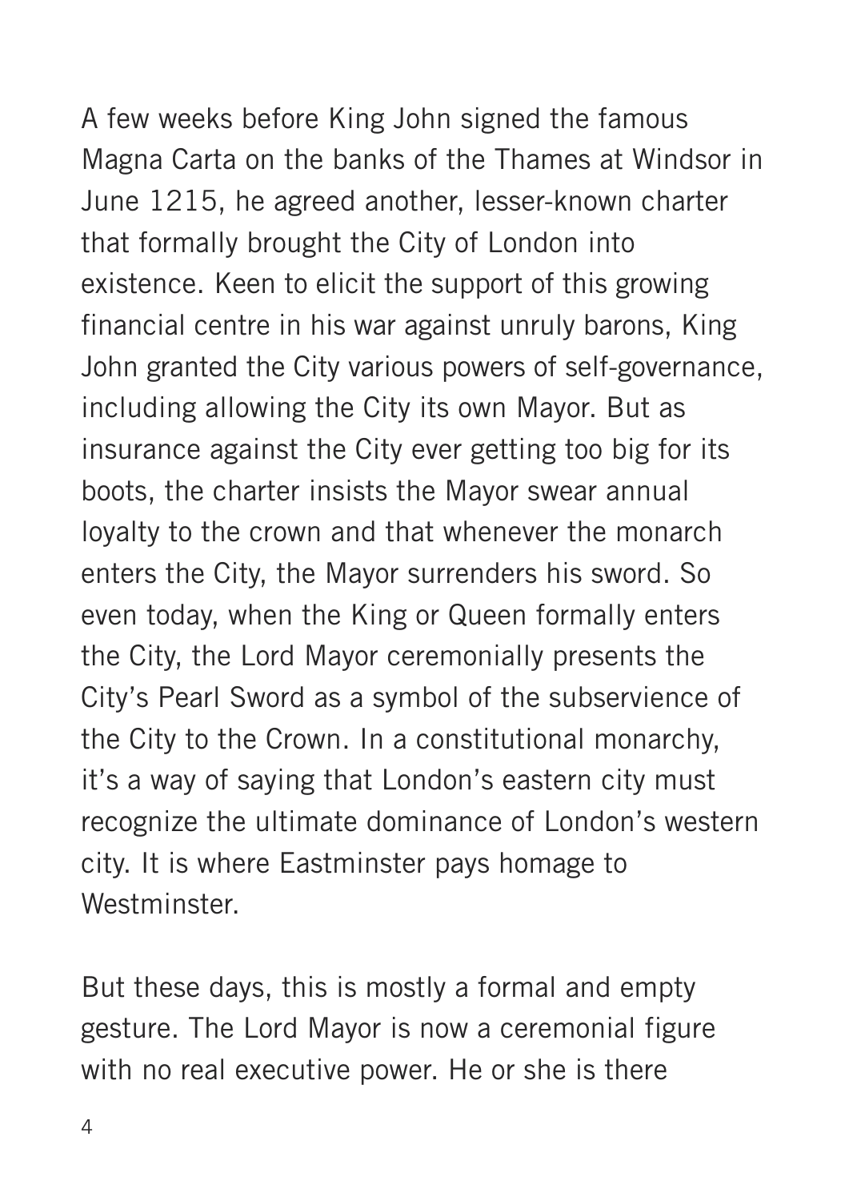A few weeks before King John signed the famous Magna Carta on the banks of the Thames at Windsor in June 1215, he agreed another, lesser-known charter that formally brought the City of London into existence. Keen to elicit the support of this growing financial centre in his war against unruly barons, King John granted the City various powers of self-governance, including allowing the City its own Mayor. But as insurance against the City ever getting too big for its boots, the charter insists the Mayor swear annual loyalty to the crown and that whenever the monarch enters the City, the Mayor surrenders his sword. So even today, when the King or Queen formally enters the City, the Lord Mayor ceremonially presents the City's Pearl Sword as a symbol of the subservience of the City to the Crown. In a constitutional monarchy, it's a way of saying that London's eastern city must recognize the ultimate dominance of London's western city. It is where Eastminster pays homage to Westminster.

But these days, this is mostly a formal and empty gesture. The Lord Mayor is now a ceremonial figure with no real executive power. He or she is there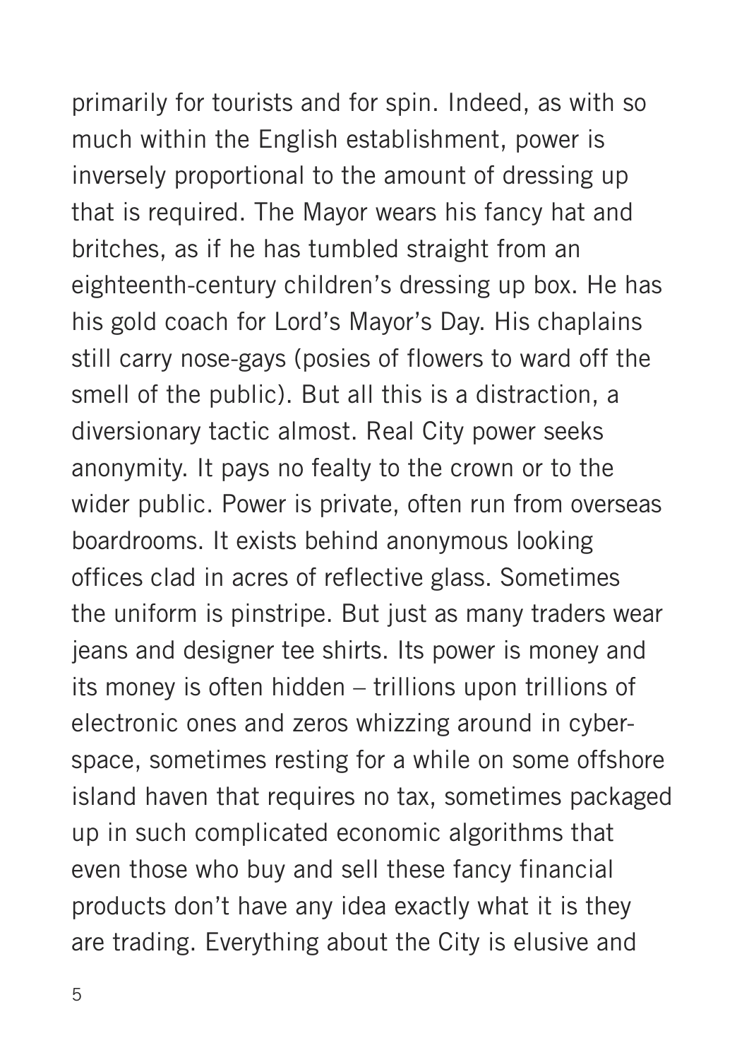primarily for tourists and for spin. Indeed, as with so much within the English establishment, power is inversely proportional to the amount of dressing up that is required. The Mayor wears his fancy hat and britches, as if he has tumbled straight from an eighteenth-century children's dressing up box. He has his gold coach for Lord's Mayor's Day. His chaplains still carry nose-gays (posies of flowers to ward off the smell of the public). But all this is a distraction, a diversionary tactic almost. Real City power seeks anonymity. It pays no fealty to the crown or to the wider public. Power is private, often run from overseas boardrooms. It exists behind anonymous looking offices clad in acres of reflective glass. Sometimes the uniform is pinstripe. But just as many traders wear jeans and designer tee shirts. Its power is money and its money is often hidden – trillions upon trillions of electronic ones and zeros whizzing around in cyber-space, sometimes resting for a while on some offshore island haven that requires no tax, sometimes packaged up in such complicated economic algorithms that even those who buy and sell these fancy financial products don't have any idea exactly what it is they are trading. Everything about the City is elusive and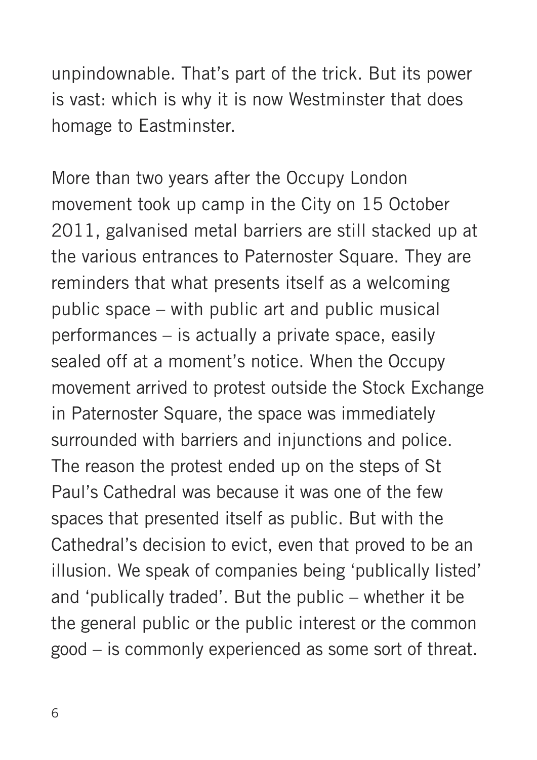unpindownable. That's part of the trick. But its power is vast: which is why it is now Westminster that does homage to Eastminster.

More than two years after the Occupy London movement took up camp in the City on 15 October 2011, galvanised metal barriers are still stacked up at the various entrances to Paternoster Square. They are reminders that what presents itself as a welcoming public space – with public art and public musical performances – is actually a private space, easily sealed off at a moment's notice. When the Occupy movement arrived to protest outside the Stock Exchange in Paternoster Square, the space was immediately surrounded with barriers and injunctions and police. The reason the protest ended up on the steps of St Paul's Cathedral was because it was one of the few spaces that presented itself as public. But with the Cathedral's decision to evict, even that proved to be an illusion. We speak of companies being 'publically listed' and 'publically traded'. But the public – whether it be the general public or the public interest or the common good – is commonly experienced as some sort of threat.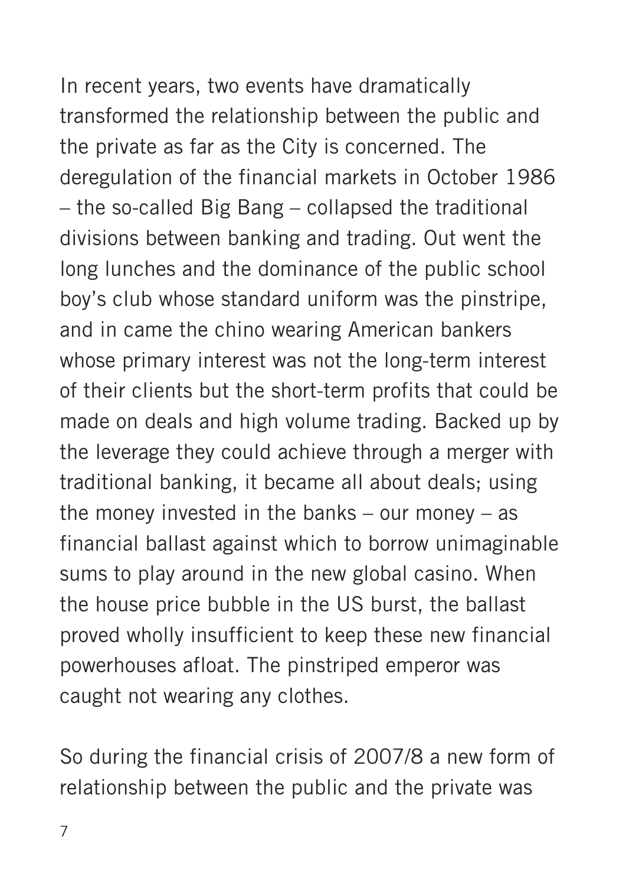In recent years, two events have dramatically transformed the relationship between the public and the private as far as the City is concerned. The deregulation of the financial markets in October 1986 – the so-called Big Bang – collapsed the traditional divisions between banking and trading. Out went the long lunches and the dominance of the public school boy's club whose standard uniform was the pinstripe, and in came the chino wearing American bankers whose primary interest was not the long-term interest of their clients but the short-term profits that could be made on deals and high volume trading. Backed up by the leverage they could achieve through a merger with traditional banking, it became all about deals; using the money invested in the banks – our money – as financial ballast against which to borrow unimaginable sums to play around in the new global casino. When the house price bubble in the US burst, the ballast proved wholly insufficient to keep these new financial powerhouses afloat. The pinstriped emperor was caught not wearing any clothes.

So during the financial crisis of 2007/8 a new form of relationship between the public and the private was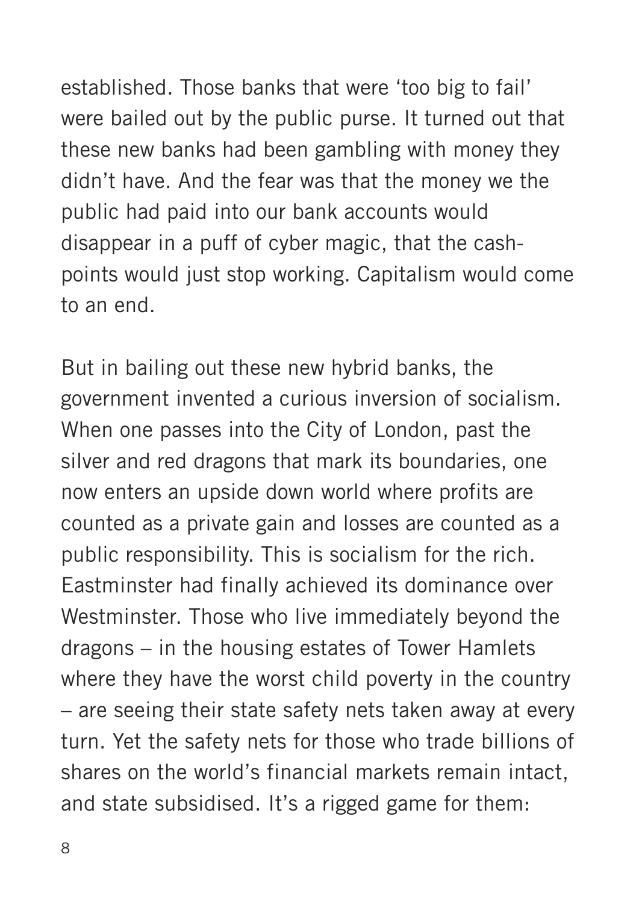established. Those banks that were 'too big to fail' were bailed out by the public purse. It turned out that these new banks had been gambling with money they didn't have. And the fear was that the money we the public had paid into our bank accounts would disappear in a puff of cyber magic, that the cash-points would just stop working. Capitalism would come to an end.

But in bailing out these new hybrid banks, the government invented a curious inversion of socialism. When one passes into the City of London, past the silver and red dragons that mark its boundaries, one now enters an upside down world where profits are counted as a private gain and losses are counted as a public responsibility. This is socialism for the rich. Eastminster had finally achieved its dominance over Westminster. Those who live immediately beyond the dragons – in the housing estates of Tower Hamlets where they have the worst child poverty in the country – are seeing their state safety nets taken away at every turn. Yet the safety nets for those who trade billions of shares on the world's financial markets remain intact, and state subsidised. It's a rigged game for them: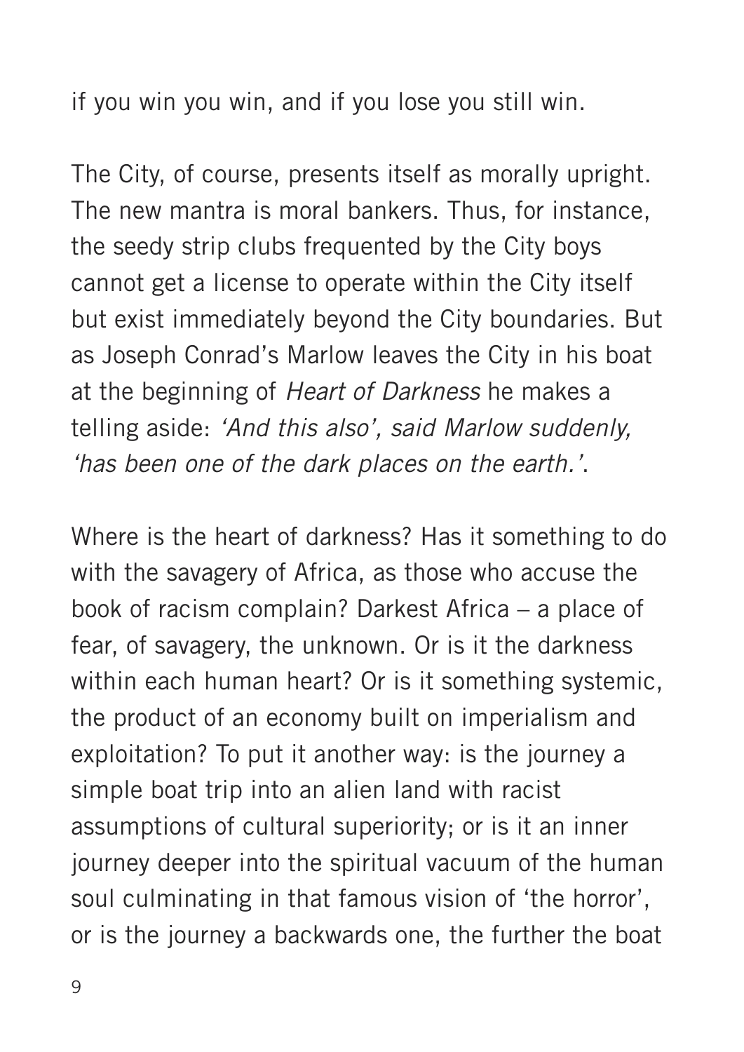if you win you win, and if you lose you still win.

The City, of course, presents itself as morally upright. The new mantra is moral bankers. Thus, for instance, the seedy strip clubs frequented by the City boys cannot get a license to operate within the City itself but exist immediately beyond the City boundaries. But as Joseph Conrad's Marlow leaves the City in his boat at the beginning of *Heart of Darkness* he makes a telling aside: *'And this also', said Marlow suddenly, 'has been one of the dark places on the earth.'*.

Where is the heart of darkness? Has it something to do with the savagery of Africa, as those who accuse the book of racism complain? Darkest Africa – a place of fear, of savagery, the unknown. Or is it the darkness within each human heart? Or is it something systemic, the product of an economy built on imperialism and exploitation? To put it another way: is the journey a simple boat trip into an alien land with racist assumptions of cultural superiority; or is it an inner journey deeper into the spiritual vacuum of the human soul culminating in that famous vision of 'the horror', or is the journey a backwards one, the further the boat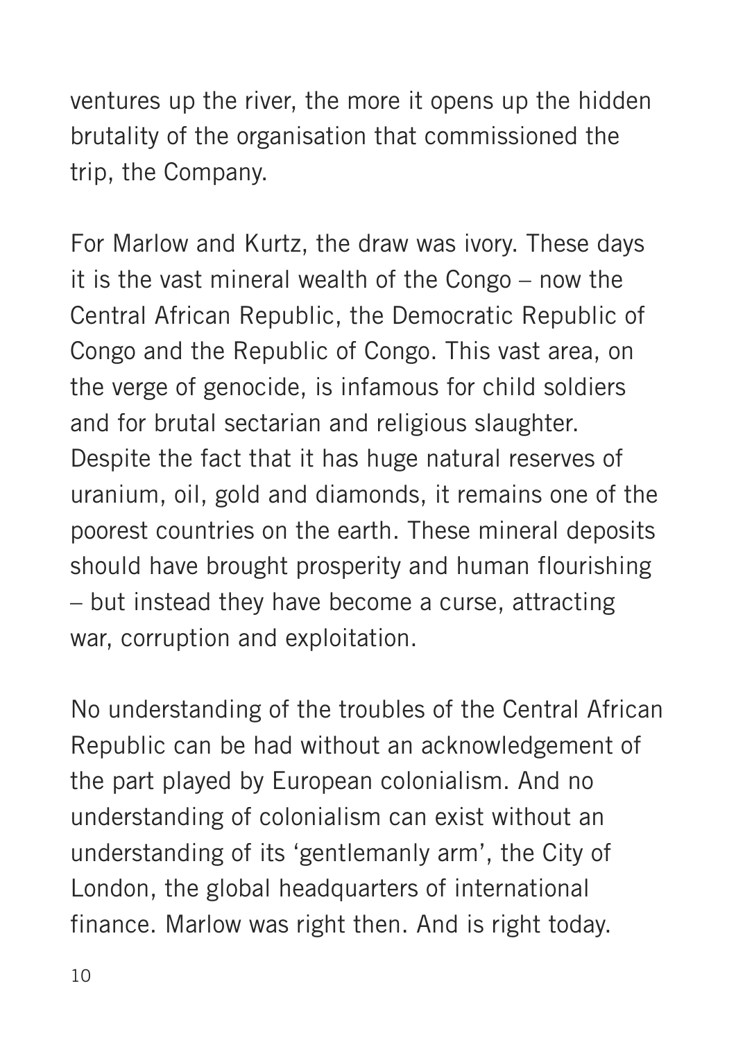ventures up the river, the more it opens up the hidden brutality of the organisation that commissioned the trip, the Company.

For Marlow and Kurtz, the draw was ivory. These days it is the vast mineral wealth of the Congo – now the Central African Republic, the Democratic Republic of Congo and the Republic of Congo. This vast area, on the verge of genocide, is infamous for child soldiers and for brutal sectarian and religious slaughter. Despite the fact that it has huge natural reserves of uranium, oil, gold and diamonds, it remains one of the poorest countries on the earth. These mineral deposits should have brought prosperity and human flourishing – but instead they have become a curse, attracting war, corruption and exploitation.

No understanding of the troubles of the Central African Republic can be had without an acknowledgement of the part played by European colonialism. And no understanding of colonialism can exist without an understanding of its 'gentlemanly arm', the City of London, the global headquarters of international finance. Marlow was right then. And is right today.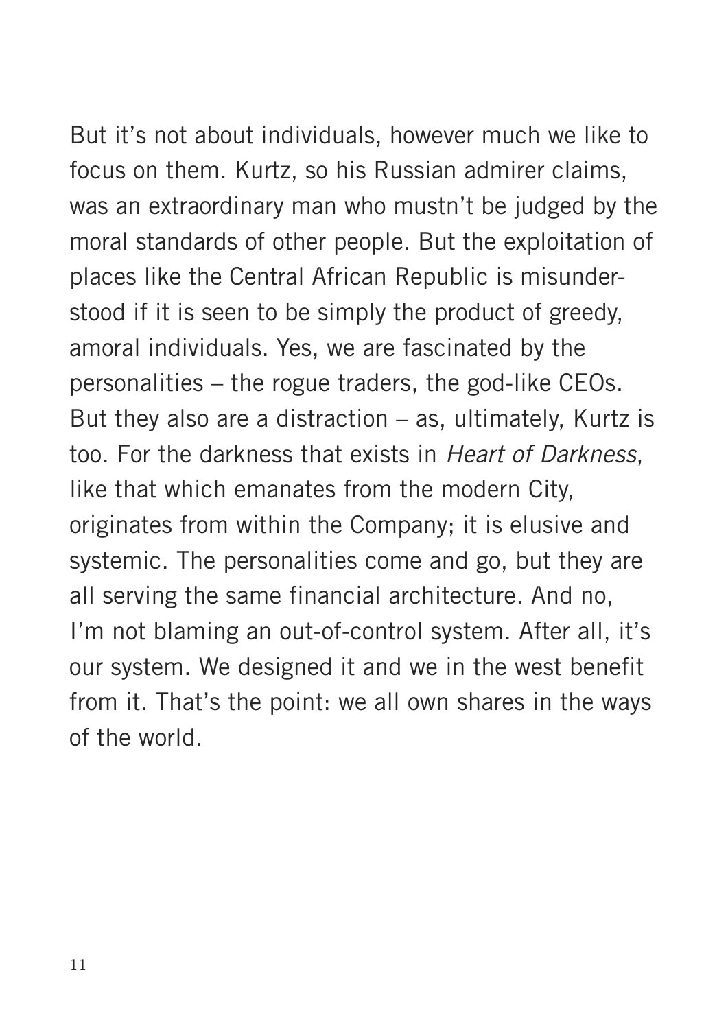But it's not about individuals, however much we like to focus on them. Kurtz, so his Russian admirer claims, was an extraordinary man who mustn't be judged by the moral standards of other people. But the exploitation of places like the Central African Republic is misunderstood if it is seen to be simply the product of greedy, amoral individuals. Yes, we are fascinated by the personalities – the rogue traders, the god-like CEOs. But they also are a distraction – as, ultimately, Kurtz is too. For the darkness that exists in *Heart of Darkness*, like that which emanates from the modern City, originates from within the Company; it is elusive and systemic. The personalities come and go, but they are all serving the same financial architecture. And no, I'm not blaming an out-of-control system. After all, it's our system. We designed it and we in the west benefit from it. That's the point: we all own shares in the ways of the world.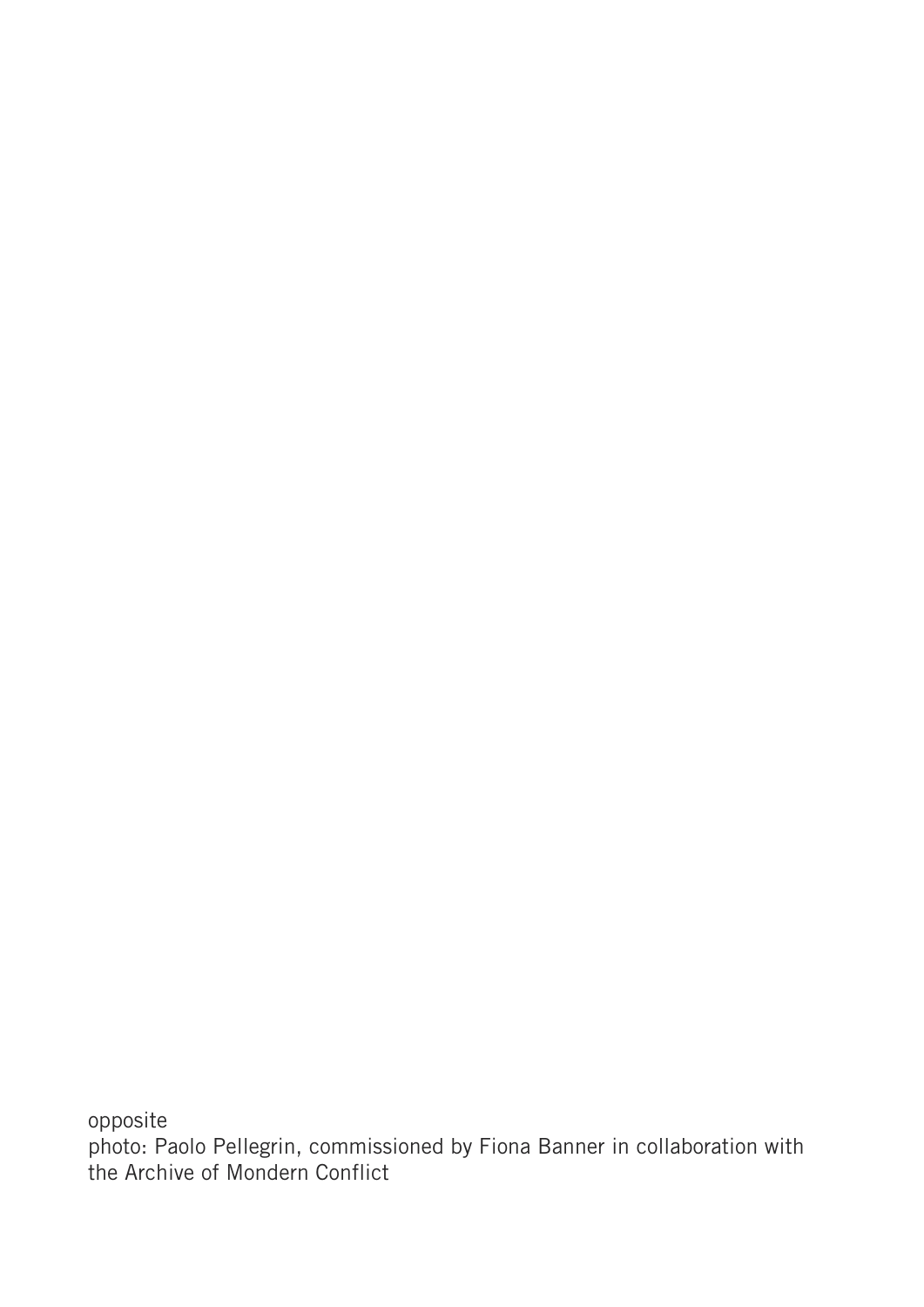opposite
photo: Paolo Pellegrin, commissioned by Fiona Banner in collaboration with the Archive of Mondern Conflict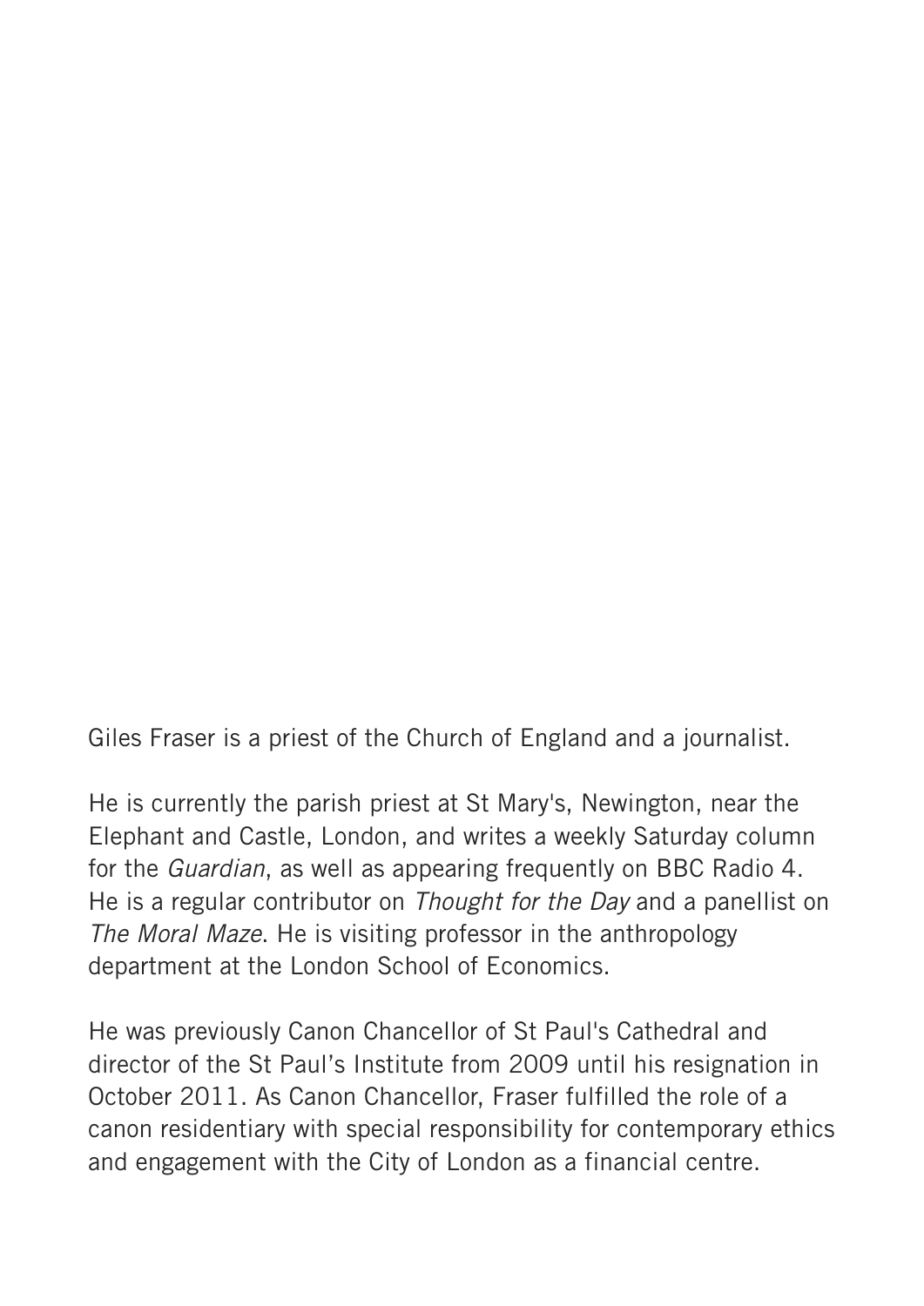Giles Fraser is a priest of the Church of England and a journalist.

He is currently the parish priest at St Mary's, Newington, near the Elephant and Castle, London, and writes a weekly Saturday column for the *Guardian*, as well as appearing frequently on BBC Radio 4. He is a regular contributor on *Thought for the Day* and a panellist on *The Moral Maze*. He is visiting professor in the anthropology department at the London School of Economics.

He was previously Canon Chancellor of St Paul's Cathedral and director of the St Paul's Institute from 2009 until his resignation in October 2011. As Canon Chancellor, Fraser fulfilled the role of a canon residentiary with special responsibility for contemporary ethics and engagement with the City of London as a financial centre.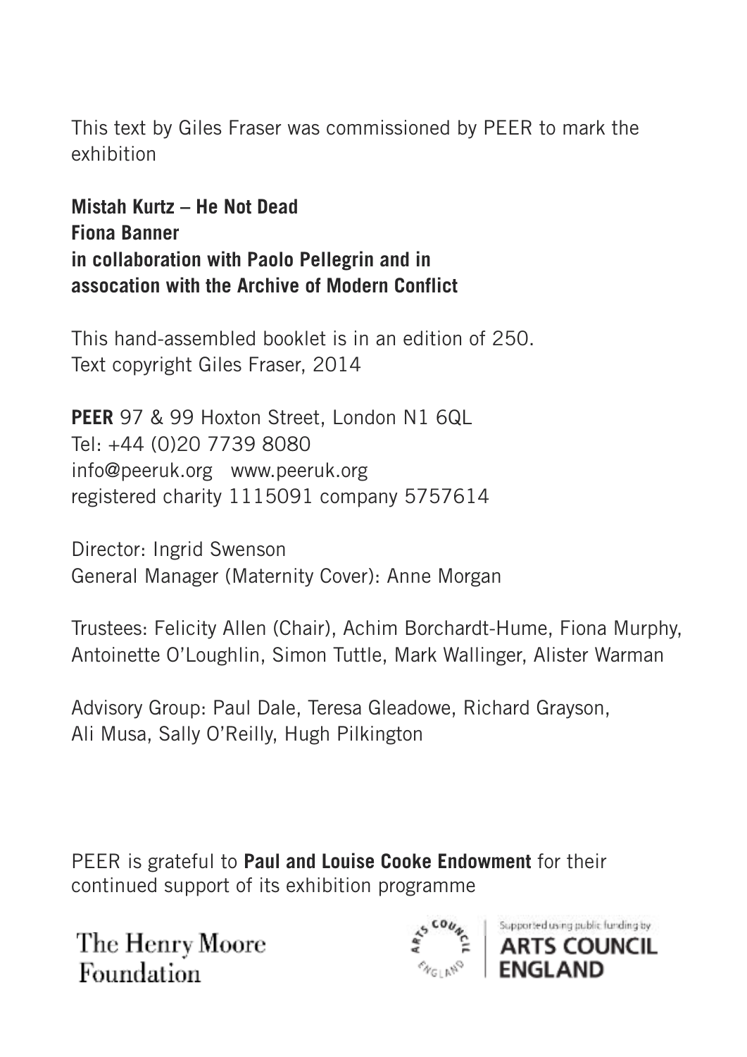This text by Giles Fraser was commissioned by PEER to mark the exhibition

**Mistah Kurtz – He Not Dead**
**Fiona Banner**
**in collaboration with Paolo Pellegrin and in assocation with the Archive of Modern Conflict**

This hand-assembled booklet is in an edition of 250.
Text copyright Giles Fraser, 2014

**PEER** 97 & 99 Hoxton Street, London N1 6QL
Tel: +44 (0)20 7739 8080
info@peeruk.org   www.peeruk.org
registered charity 1115091 company 5757614

Director: Ingrid Swenson
General Manager (Maternity Cover): Anne Morgan

Trustees: Felicity Allen (Chair), Achim Borchardt-Hume, Fiona Murphy, Antoinette O'Loughlin, Simon Tuttle, Mark Wallinger, Alister Warman

Advisory Group: Paul Dale, Teresa Gleadowe, Richard Grayson, Ali Musa, Sally O'Reilly, Hugh Pilkington

PEER is grateful to **Paul and Louise Cooke Endowment** for their continued support of its exhibition programme

The Henry Moore Foundation

Supported using public funding by ARTS COUNCIL ENGLAND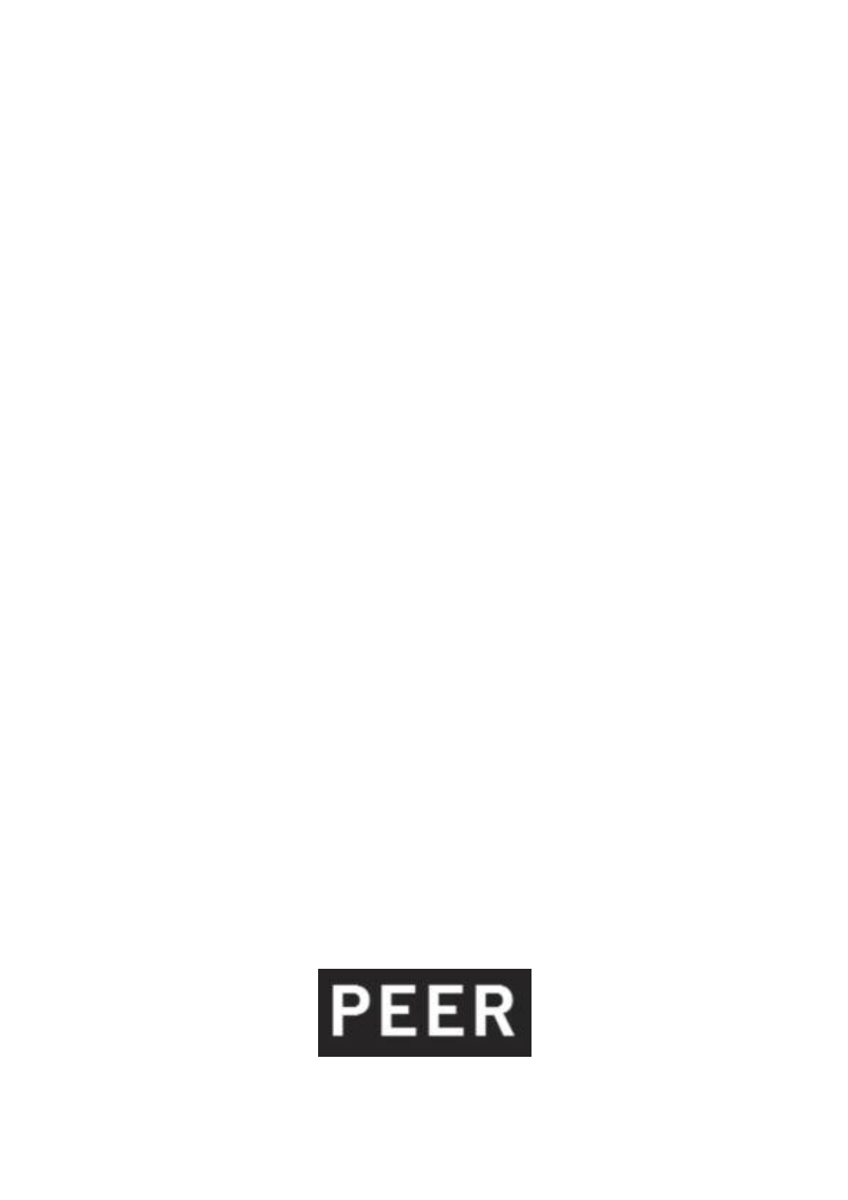PEER